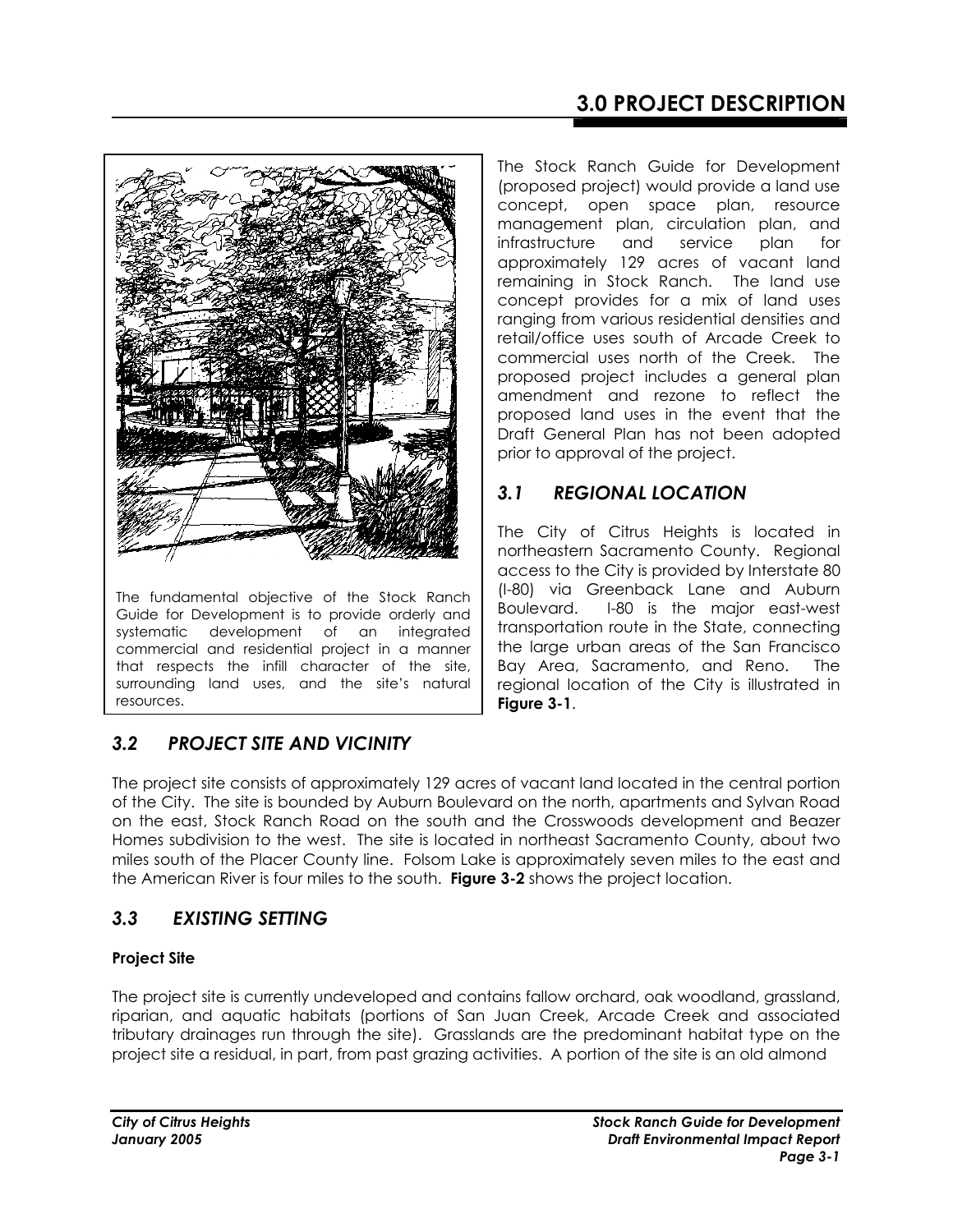# 3.0 PROJECT DESCRIPTION

The fundamental objective of the Stock Ranch Guide for Development is to provide orderly and systematic development of an integrated commercial and residential project in a manner that respects the infill character of the site, surrounding land uses, and the site's natural resources.

The Stock Ranch Guide for Development (proposed project) would provide a land use concept, open space plan, resource management plan, circulation plan, and infrastructure and service plan for approximately 129 acres of vacant land remaining in Stock Ranch. The land use concept provides for a mix of land uses ranging from various residential densities and retail/office uses south of Arcade Creek to commercial uses north of the Creek. The proposed project includes a general plan amendment and rezone to reflect the proposed land uses in the event that the Draft General Plan has not been adopted prior to approval of the project.

## *3.1 REGIONAL LOCATION*

The City of Citrus Heights is located in northeastern Sacramento County. Regional access to the City is provided by Interstate 80 (I-80) via Greenback Lane and Auburn Boulevard. I-80 is the major east-west transportation route in the State, connecting the large urban areas of the San Francisco Bay Area, Sacramento, and Reno. The regional location of the City is illustrated in **Figure 3-1**.

## *3.2 PROJECT SITE AND VICINITY*

The project site consists of approximately 129 acres of vacant land located in the central portion of the City. The site is bounded by Auburn Boulevard on the north, apartments and Sylvan Road on the east, Stock Ranch Road on the south and the Crosswoods development and Beazer Homes subdivision to the west. The site is located in northeast Sacramento County, about two miles south of the Placer County line. Folsom Lake is approximately seven miles to the east and the American River is four miles to the south. **Figure 3-2** shows the project location.

## *3.3 EXISTING SETTING*

**Project Site**

The project site is currently undeveloped and contains fallow orchard, oak woodland, grassland, riparian, and aquatic habitats (portions of San Juan Creek, Arcade Creek and associated tributary drainages run through the site). Grasslands are the predominant habitat type on the project site a residual, in part, from past grazing activities. A portion of the site is an old almond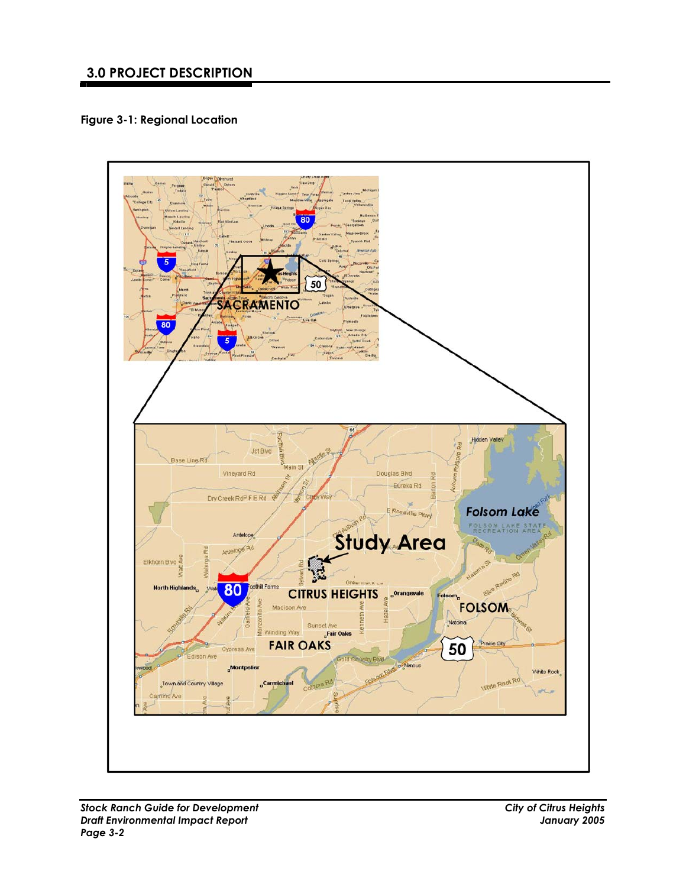## 3.0 PROJECT DESCRIPTION

**Figure 3-1: Regional Location**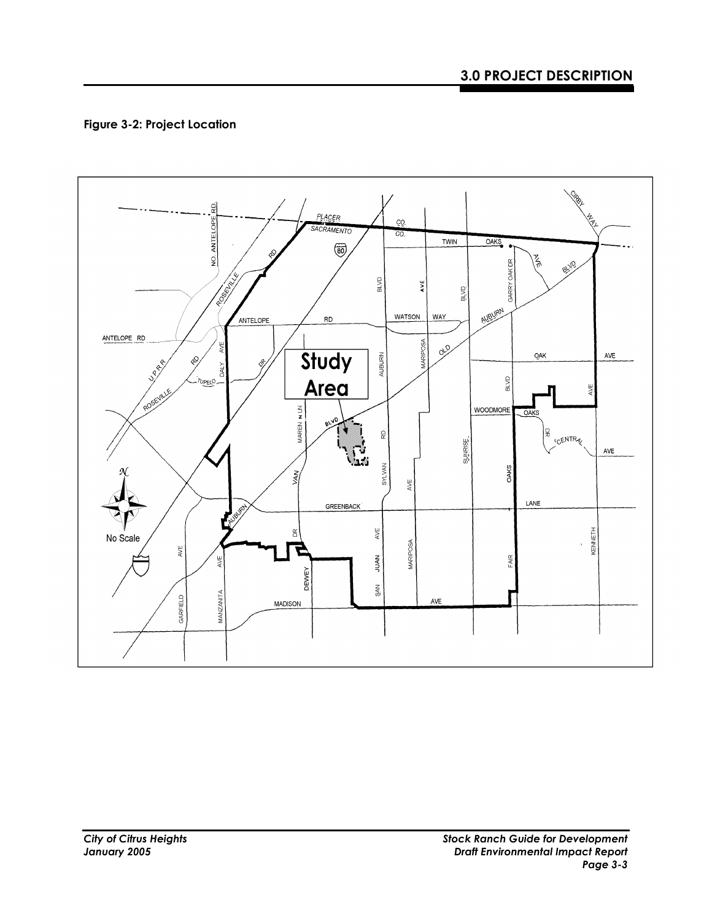# 3.0 PROJECT DESCRIPTION

**Figure 3-2: Project Location**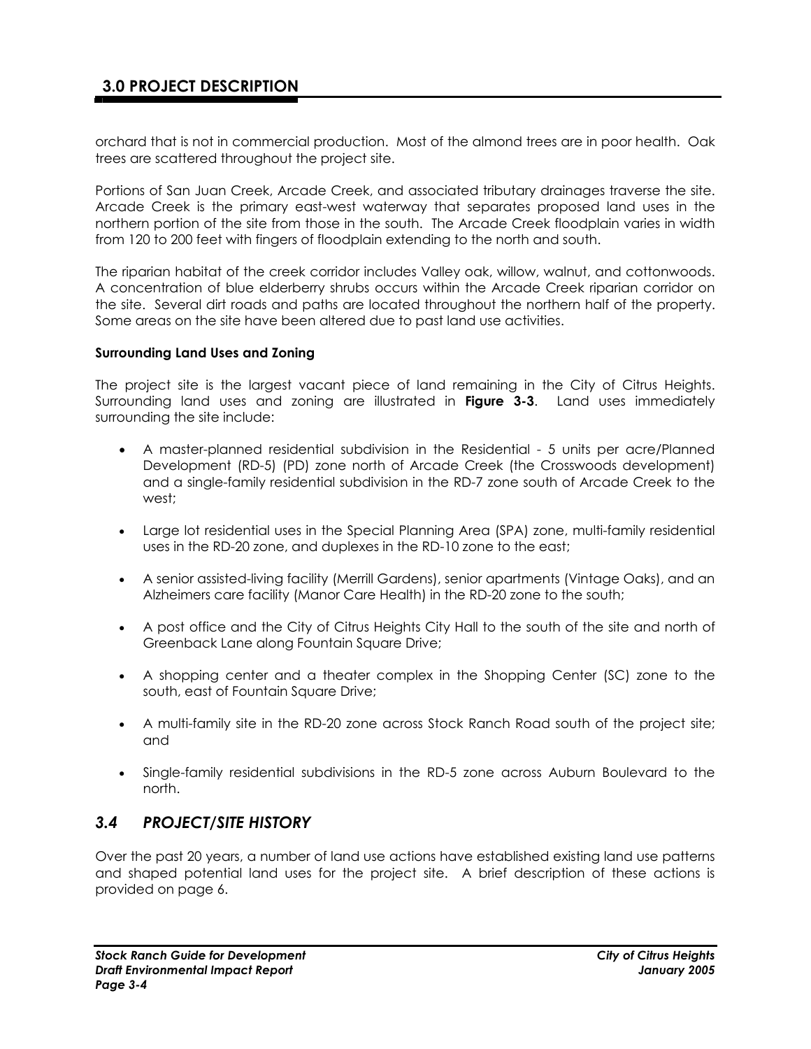orchard that is not in commercial production. Most of the almond trees are in poor health. Oak trees are scattered throughout the project site.

Portions of San Juan Creek, Arcade Creek, and associated tributary drainages traverse the site. Arcade Creek is the primary east-west waterway that separates proposed land uses in the northern portion of the site from those in the south. The Arcade Creek floodplain varies in width from 120 to 200 feet with fingers of floodplain extending to the north and south.

The riparian habitat of the creek corridor includes Valley oak, willow, walnut, and cottonwoods. A concentration of blue elderberry shrubs occurs within the Arcade Creek riparian corridor on the site. Several dirt roads and paths are located throughout the northern half of the property. Some areas on the site have been altered due to past land use activities.

**Surrounding Land Uses and Zoning**

The project site is the largest vacant piece of land remaining in the City of Citrus Heights. Surrounding land uses and zoning are illustrated in **Figure 3-3**. Land uses immediately surrounding the site include:

- A master-planned residential subdivision in the Residential - 5 units per acre/Planned Development (RD-5) (PD) zone north of Arcade Creek (the Crosswoods development) and a single-family residential subdivision in the RD-7 zone south of Arcade Creek to the west;
- Large lot residential uses in the Special Planning Area (SPA) zone, multi-family residential uses in the RD-20 zone, and duplexes in the RD-10 zone to the east;
- A senior assisted-living facility (Merrill Gardens), senior apartments (Vintage Oaks), and an Alzheimers care facility (Manor Care Health) in the RD-20 zone to the south;
- A post office and the City of Citrus Heights City Hall to the south of the site and north of Greenback Lane along Fountain Square Drive;
- A shopping center and a theater complex in the Shopping Center (SC) zone to the south, east of Fountain Square Drive;
- A multi-family site in the RD-20 zone across Stock Ranch Road south of the project site; and
- Single-family residential subdivisions in the RD-5 zone across Auburn Boulevard to the north.

## *3.4 PROJECT/SITE HISTORY*

Over the past 20 years, a number of land use actions have established existing land use patterns and shaped potential land uses for the project site. A brief description of these actions is provided on page 6.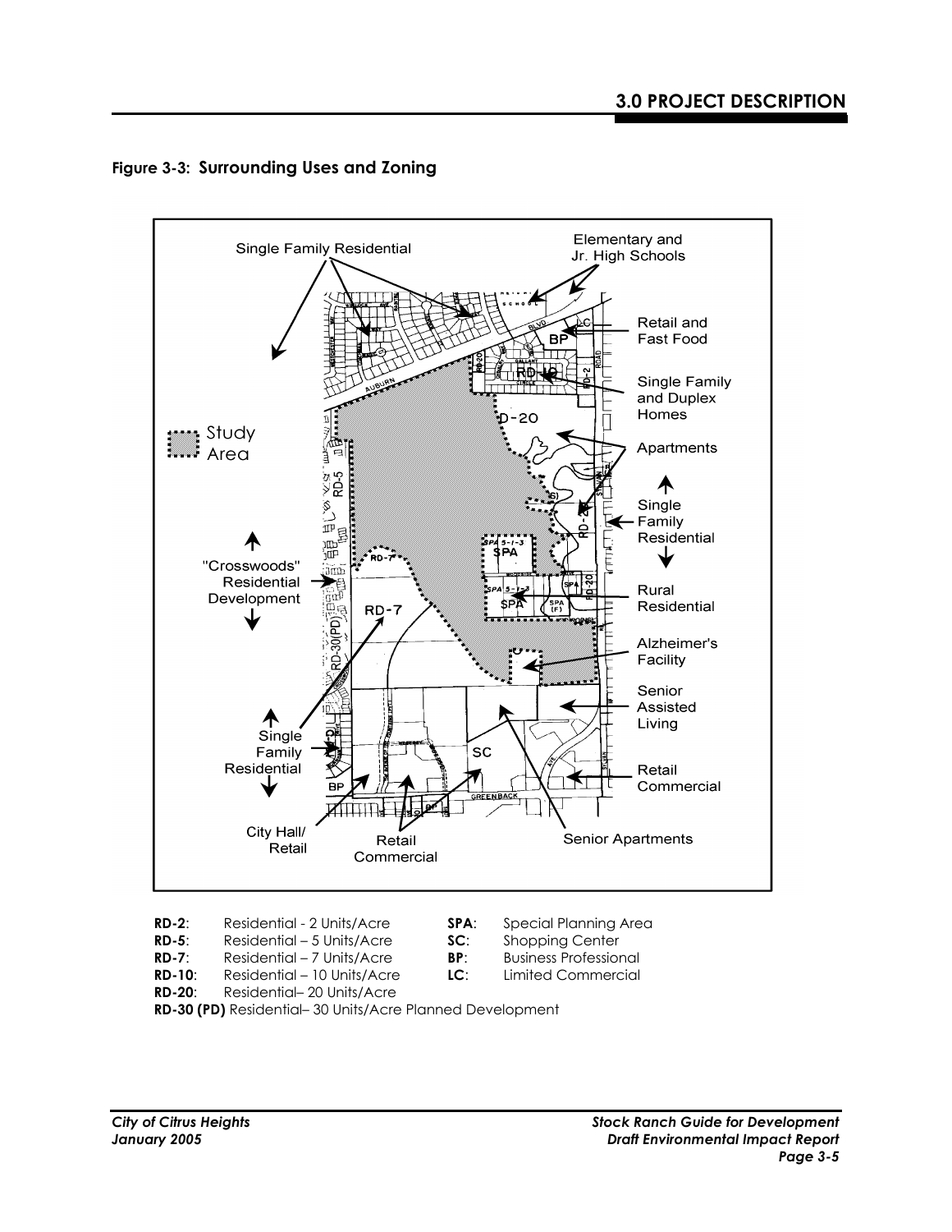**Figure 3-3: Surrounding Uses and Zoning**

| | | | |
|---|---|---|---|
| **RD-2**: | Residential - 2 Units/Acre | **SPA**: | Special Planning Area |
| **RD-5**: | Residential – 5 Units/Acre | **SC**: | Shopping Center |
| **RD-7**: | Residential – 7 Units/Acre | **BP**: | Business Professional |
| **RD-10**: | Residential – 10 Units/Acre | **LC**: | Limited Commercial |
| **RD-20**: | Residential– 20 Units/Acre | | |

**RD-30 (PD)** Residential– 30 Units/Acre Planned Development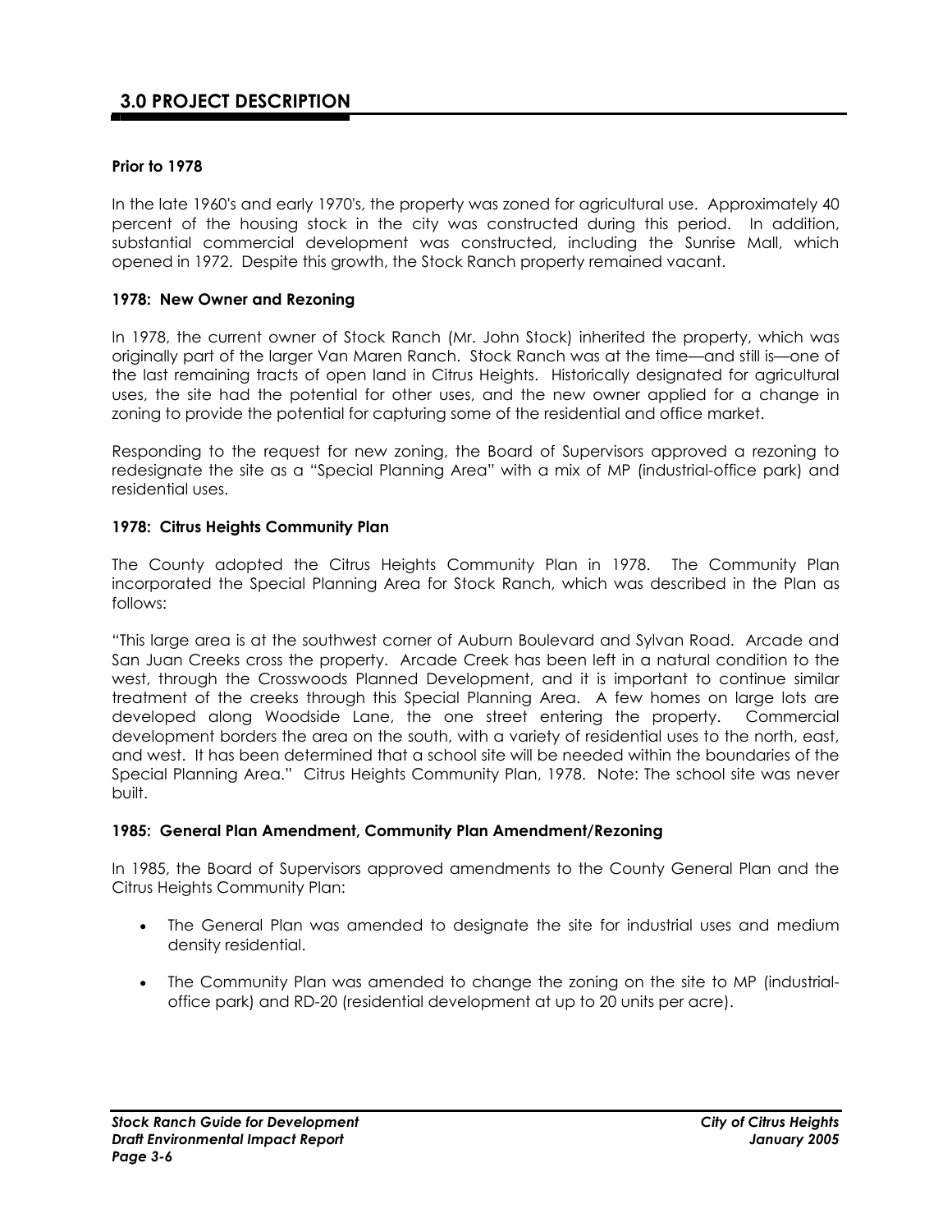## 3.0 PROJECT DESCRIPTION

**Prior to 1978**

In the late 1960's and early 1970's, the property was zoned for agricultural use. Approximately 40 percent of the housing stock in the city was constructed during this period. In addition, substantial commercial development was constructed, including the Sunrise Mall, which opened in 1972. Despite this growth, the Stock Ranch property remained vacant.

**1978: New Owner and Rezoning**

In 1978, the current owner of Stock Ranch (Mr. John Stock) inherited the property, which was originally part of the larger Van Maren Ranch. Stock Ranch was at the time—and still is—one of the last remaining tracts of open land in Citrus Heights. Historically designated for agricultural uses, the site had the potential for other uses, and the new owner applied for a change in zoning to provide the potential for capturing some of the residential and office market.

Responding to the request for new zoning, the Board of Supervisors approved a rezoning to redesignate the site as a "Special Planning Area" with a mix of MP (industrial-office park) and residential uses.

**1978: Citrus Heights Community Plan**

The County adopted the Citrus Heights Community Plan in 1978. The Community Plan incorporated the Special Planning Area for Stock Ranch, which was described in the Plan as follows:

"This large area is at the southwest corner of Auburn Boulevard and Sylvan Road. Arcade and San Juan Creeks cross the property. Arcade Creek has been left in a natural condition to the west, through the Crosswoods Planned Development, and it is important to continue similar treatment of the creeks through this Special Planning Area. A few homes on large lots are developed along Woodside Lane, the one street entering the property. Commercial development borders the area on the south, with a variety of residential uses to the north, east, and west. It has been determined that a school site will be needed within the boundaries of the Special Planning Area." Citrus Heights Community Plan, 1978. Note: The school site was never built.

**1985: General Plan Amendment, Community Plan Amendment/Rezoning**

In 1985, the Board of Supervisors approved amendments to the County General Plan and the Citrus Heights Community Plan:

- The General Plan was amended to designate the site for industrial uses and medium density residential.
- The Community Plan was amended to change the zoning on the site to MP (industrial-office park) and RD-20 (residential development at up to 20 units per acre).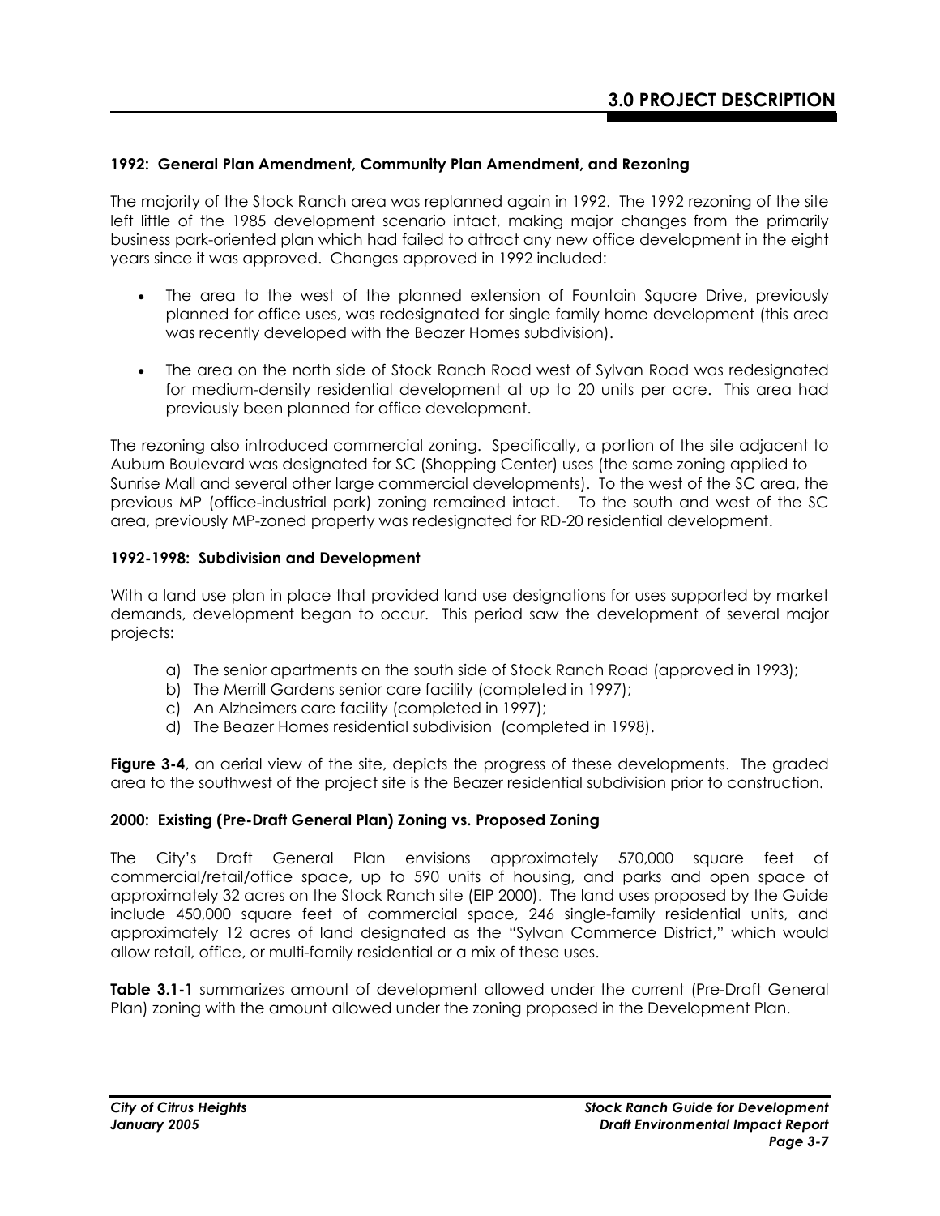### 1992: General Plan Amendment, Community Plan Amendment, and Rezoning

The majority of the Stock Ranch area was replanned again in 1992. The 1992 rezoning of the site left little of the 1985 development scenario intact, making major changes from the primarily business park-oriented plan which had failed to attract any new office development in the eight years since it was approved. Changes approved in 1992 included:

- The area to the west of the planned extension of Fountain Square Drive, previously planned for office uses, was redesignated for single family home development (this area was recently developed with the Beazer Homes subdivision).
- The area on the north side of Stock Ranch Road west of Sylvan Road was redesignated for medium-density residential development at up to 20 units per acre. This area had previously been planned for office development.

The rezoning also introduced commercial zoning. Specifically, a portion of the site adjacent to Auburn Boulevard was designated for SC (Shopping Center) uses (the same zoning applied to Sunrise Mall and several other large commercial developments). To the west of the SC area, the previous MP (office-industrial park) zoning remained intact. To the south and west of the SC area, previously MP-zoned property was redesignated for RD-20 residential development.

### 1992-1998: Subdivision and Development

With a land use plan in place that provided land use designations for uses supported by market demands, development began to occur. This period saw the development of several major projects:

a) The senior apartments on the south side of Stock Ranch Road (approved in 1993);
b) The Merrill Gardens senior care facility (completed in 1997);
c) An Alzheimers care facility (completed in 1997);
d) The Beazer Homes residential subdivision (completed in 1998).

**Figure 3-4**, an aerial view of the site, depicts the progress of these developments. The graded area to the southwest of the project site is the Beazer residential subdivision prior to construction.

### 2000: Existing (Pre-Draft General Plan) Zoning vs. Proposed Zoning

The City's Draft General Plan envisions approximately 570,000 square feet of commercial/retail/office space, up to 590 units of housing, and parks and open space of approximately 32 acres on the Stock Ranch site (EIP 2000). The land uses proposed by the Guide include 450,000 square feet of commercial space, 246 single-family residential units, and approximately 12 acres of land designated as the "Sylvan Commerce District," which would allow retail, office, or multi-family residential or a mix of these uses.

**Table 3.1-1** summarizes amount of development allowed under the current (Pre-Draft General Plan) zoning with the amount allowed under the zoning proposed in the Development Plan.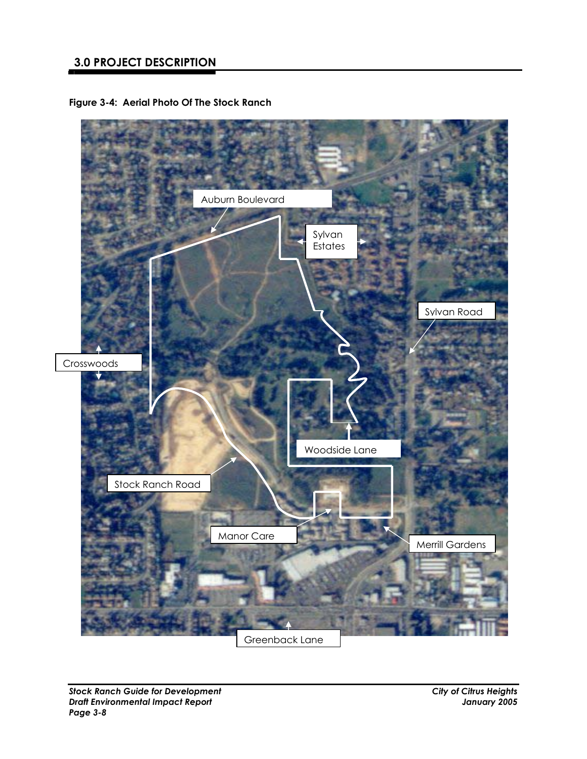**Figure 3-4: Aerial Photo Of The Stock Ranch**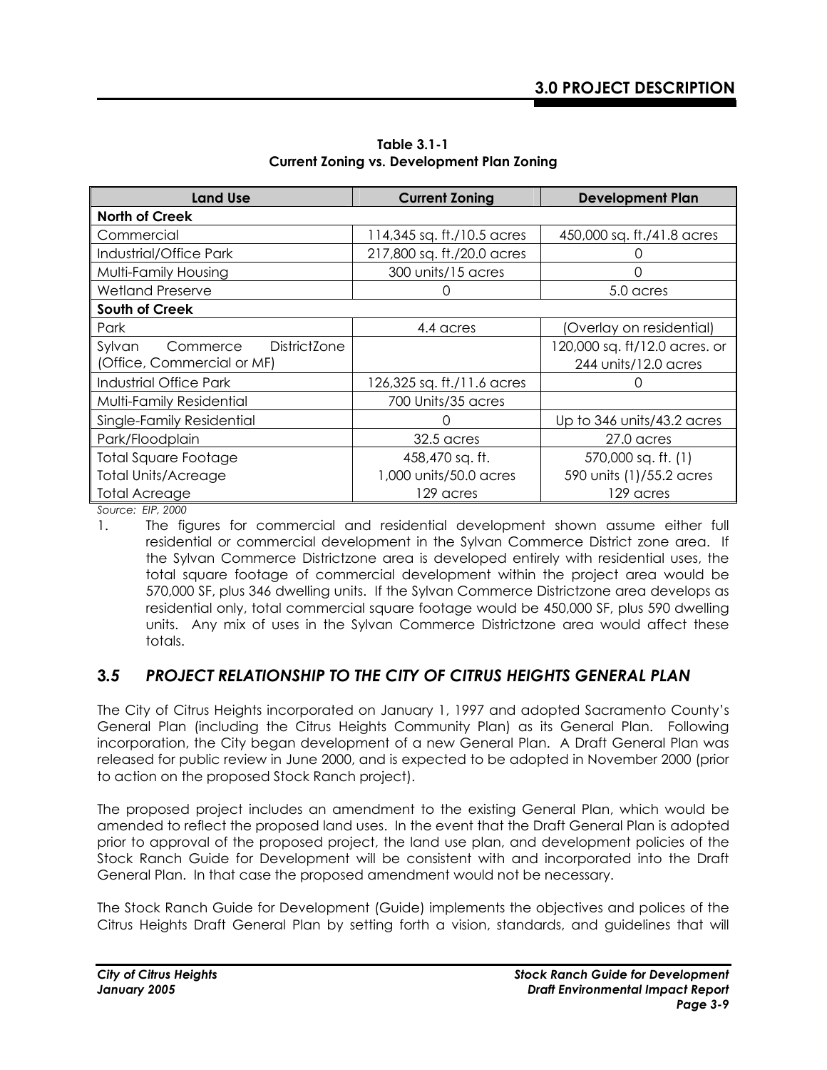**Table 3.1-1**
**Current Zoning vs. Development Plan Zoning**

| Land Use | Current Zoning | Development Plan |
|---|---|---|
| **North of Creek** | | |
| Commercial | 114,345 sq. ft./10.5 acres | 450,000 sq. ft./41.8 acres |
| Industrial/Office Park | 217,800 sq. ft./20.0 acres | 0 |
| Multi-Family Housing | 300 units/15 acres | 0 |
| Wetland Preserve | 0 | 5.0 acres |
| **South of Creek** | | |
| Park | 4.4 acres | (Overlay on residential) |
| Sylvan Commerce DistrictZone (Office, Commercial or MF) | | 120,000 sq. ft/12.0 acres. or 244 units/12.0 acres |
| Industrial Office Park | 126,325 sq. ft./11.6 acres | 0 |
| Multi-Family Residential | 700 Units/35 acres | |
| Single-Family Residential | 0 | Up to 346 units/43.2 acres |
| Park/Floodplain | 32.5 acres | 27.0 acres |
| Total Square Footage | 458,470 sq. ft. | 570,000 sq. ft. (1) |
| Total Units/Acreage | 1,000 units/50.0 acres | 590 units (1)/55.2 acres |
| Total Acreage | 129 acres | 129 acres |

*Source: EIP, 2000*

1. The figures for commercial and residential development shown assume either full residential or commercial development in the Sylvan Commerce District zone area. If the Sylvan Commerce Districtzone area is developed entirely with residential uses, the total square footage of commercial development within the project area would be 570,000 SF, plus 346 dwelling units. If the Sylvan Commerce Districtzone area develops as residential only, total commercial square footage would be 450,000 SF, plus 590 dwelling units. Any mix of uses in the Sylvan Commerce Districtzone area would affect these totals.

## 3.5 *PROJECT RELATIONSHIP TO THE CITY OF CITRUS HEIGHTS GENERAL PLAN*

The City of Citrus Heights incorporated on January 1, 1997 and adopted Sacramento County's General Plan (including the Citrus Heights Community Plan) as its General Plan. Following incorporation, the City began development of a new General Plan. A Draft General Plan was released for public review in June 2000, and is expected to be adopted in November 2000 (prior to action on the proposed Stock Ranch project).

The proposed project includes an amendment to the existing General Plan, which would be amended to reflect the proposed land uses. In the event that the Draft General Plan is adopted prior to approval of the proposed project, the land use plan, and development policies of the Stock Ranch Guide for Development will be consistent with and incorporated into the Draft General Plan. In that case the proposed amendment would not be necessary.

The Stock Ranch Guide for Development (Guide) implements the objectives and polices of the Citrus Heights Draft General Plan by setting forth a vision, standards, and guidelines that will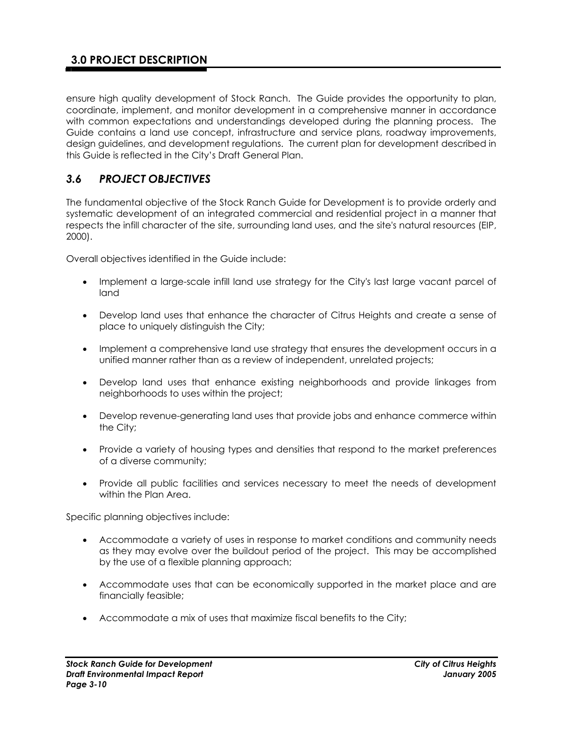ensure high quality development of Stock Ranch. The Guide provides the opportunity to plan, coordinate, implement, and monitor development in a comprehensive manner in accordance with common expectations and understandings developed during the planning process. The Guide contains a land use concept, infrastructure and service plans, roadway improvements, design guidelines, and development regulations. The current plan for development described in this Guide is reflected in the City's Draft General Plan.

## *3.6 PROJECT OBJECTIVES*

The fundamental objective of the Stock Ranch Guide for Development is to provide orderly and systematic development of an integrated commercial and residential project in a manner that respects the infill character of the site, surrounding land uses, and the site's natural resources (EIP, 2000).

Overall objectives identified in the Guide include:

- Implement a large-scale infill land use strategy for the City's last large vacant parcel of land
- Develop land uses that enhance the character of Citrus Heights and create a sense of place to uniquely distinguish the City;
- Implement a comprehensive land use strategy that ensures the development occurs in a unified manner rather than as a review of independent, unrelated projects;
- Develop land uses that enhance existing neighborhoods and provide linkages from neighborhoods to uses within the project;
- Develop revenue-generating land uses that provide jobs and enhance commerce within the City;
- Provide a variety of housing types and densities that respond to the market preferences of a diverse community;
- Provide all public facilities and services necessary to meet the needs of development within the Plan Area.

Specific planning objectives include:

- Accommodate a variety of uses in response to market conditions and community needs as they may evolve over the buildout period of the project. This may be accomplished by the use of a flexible planning approach;
- Accommodate uses that can be economically supported in the market place and are financially feasible;
- Accommodate a mix of uses that maximize fiscal benefits to the City;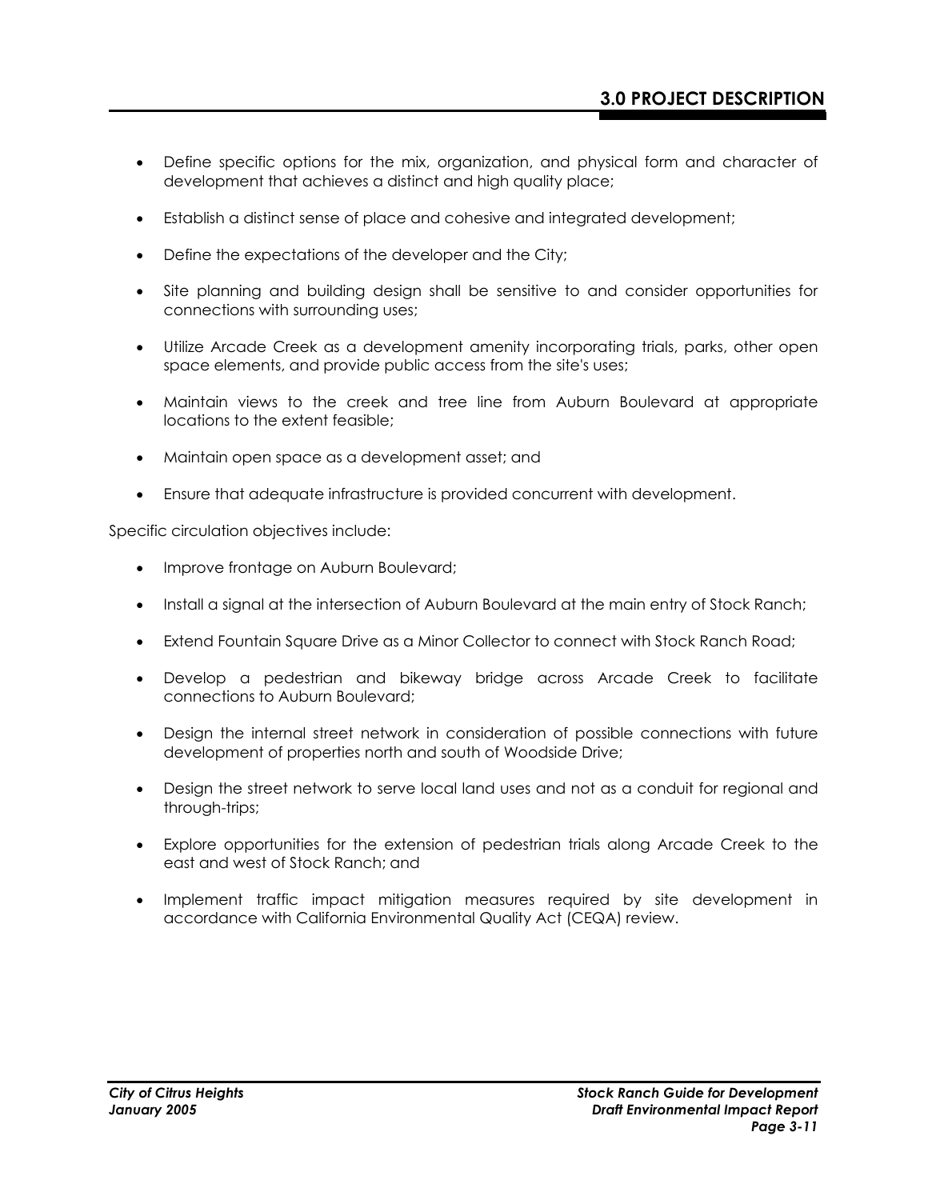- Define specific options for the mix, organization, and physical form and character of development that achieves a distinct and high quality place;
- Establish a distinct sense of place and cohesive and integrated development;
- Define the expectations of the developer and the City;
- Site planning and building design shall be sensitive to and consider opportunities for connections with surrounding uses;
- Utilize Arcade Creek as a development amenity incorporating trials, parks, other open space elements, and provide public access from the site's uses;
- Maintain views to the creek and tree line from Auburn Boulevard at appropriate locations to the extent feasible;
- Maintain open space as a development asset; and
- Ensure that adequate infrastructure is provided concurrent with development.

Specific circulation objectives include:

- Improve frontage on Auburn Boulevard;
- Install a signal at the intersection of Auburn Boulevard at the main entry of Stock Ranch;
- Extend Fountain Square Drive as a Minor Collector to connect with Stock Ranch Road;
- Develop a pedestrian and bikeway bridge across Arcade Creek to facilitate connections to Auburn Boulevard;
- Design the internal street network in consideration of possible connections with future development of properties north and south of Woodside Drive;
- Design the street network to serve local land uses and not as a conduit for regional and through-trips;
- Explore opportunities for the extension of pedestrian trials along Arcade Creek to the east and west of Stock Ranch; and
- Implement traffic impact mitigation measures required by site development in accordance with California Environmental Quality Act (CEQA) review.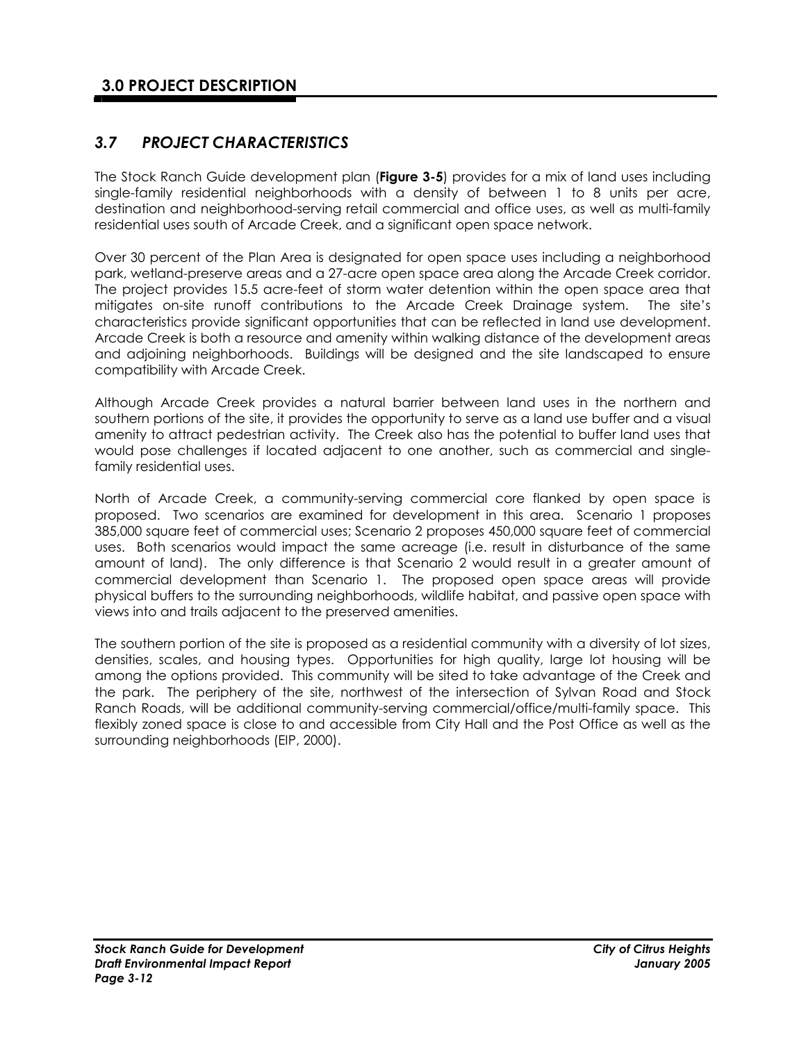## 3.7 PROJECT CHARACTERISTICS

The Stock Ranch Guide development plan (**Figure 3-5**) provides for a mix of land uses including single-family residential neighborhoods with a density of between 1 to 8 units per acre, destination and neighborhood-serving retail commercial and office uses, as well as multi-family residential uses south of Arcade Creek, and a significant open space network.

Over 30 percent of the Plan Area is designated for open space uses including a neighborhood park, wetland-preserve areas and a 27-acre open space area along the Arcade Creek corridor. The project provides 15.5 acre-feet of storm water detention within the open space area that mitigates on-site runoff contributions to the Arcade Creek Drainage system. The site's characteristics provide significant opportunities that can be reflected in land use development. Arcade Creek is both a resource and amenity within walking distance of the development areas and adjoining neighborhoods. Buildings will be designed and the site landscaped to ensure compatibility with Arcade Creek.

Although Arcade Creek provides a natural barrier between land uses in the northern and southern portions of the site, it provides the opportunity to serve as a land use buffer and a visual amenity to attract pedestrian activity. The Creek also has the potential to buffer land uses that would pose challenges if located adjacent to one another, such as commercial and single-family residential uses.

North of Arcade Creek, a community-serving commercial core flanked by open space is proposed. Two scenarios are examined for development in this area. Scenario 1 proposes 385,000 square feet of commercial uses; Scenario 2 proposes 450,000 square feet of commercial uses. Both scenarios would impact the same acreage (i.e. result in disturbance of the same amount of land). The only difference is that Scenario 2 would result in a greater amount of commercial development than Scenario 1. The proposed open space areas will provide physical buffers to the surrounding neighborhoods, wildlife habitat, and passive open space with views into and trails adjacent to the preserved amenities.

The southern portion of the site is proposed as a residential community with a diversity of lot sizes, densities, scales, and housing types. Opportunities for high quality, large lot housing will be among the options provided. This community will be sited to take advantage of the Creek and the park. The periphery of the site, northwest of the intersection of Sylvan Road and Stock Ranch Roads, will be additional community-serving commercial/office/multi-family space. This flexibly zoned space is close to and accessible from City Hall and the Post Office as well as the surrounding neighborhoods (EIP, 2000).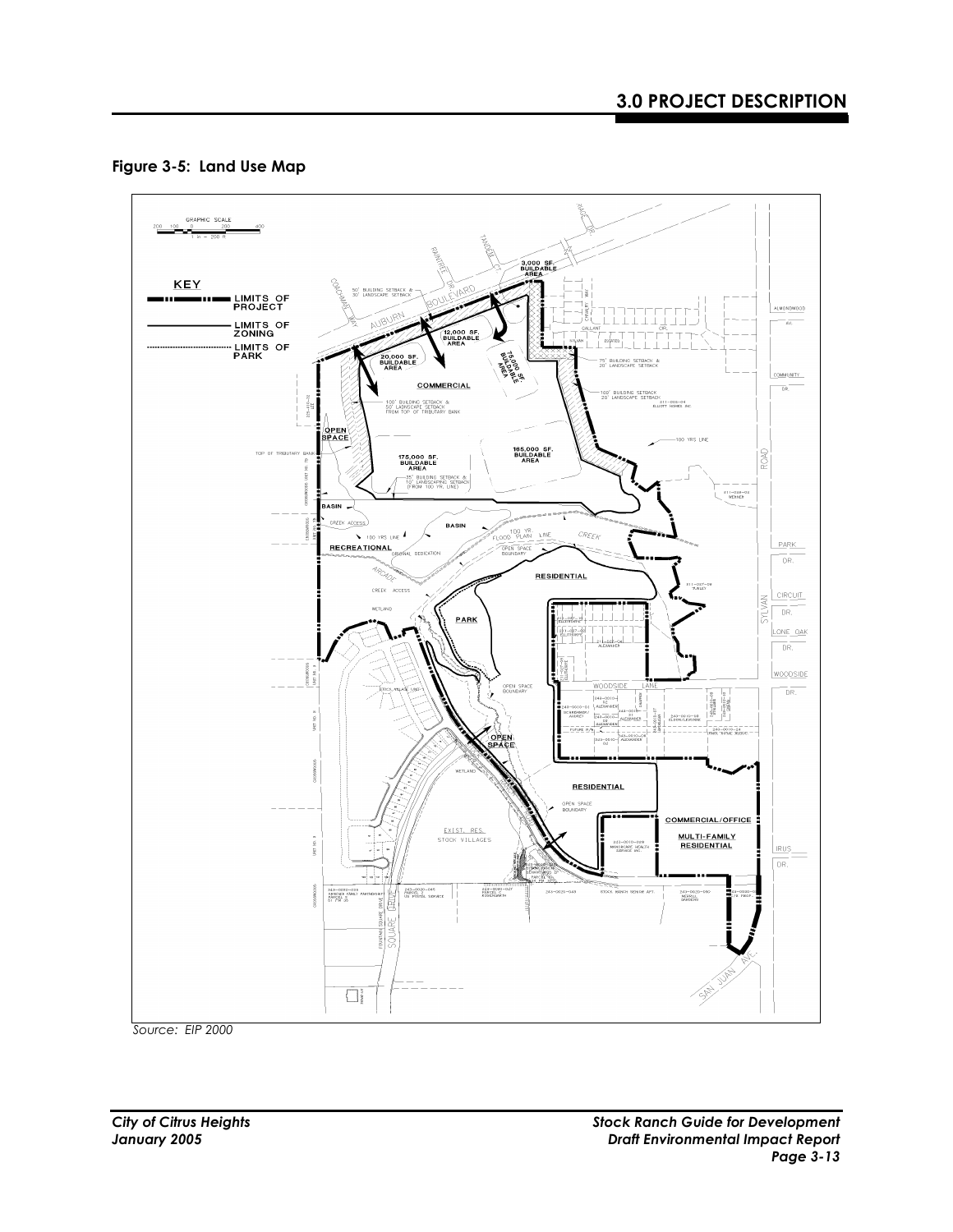## Figure 3-5: Land Use Map

Source: EIP 2000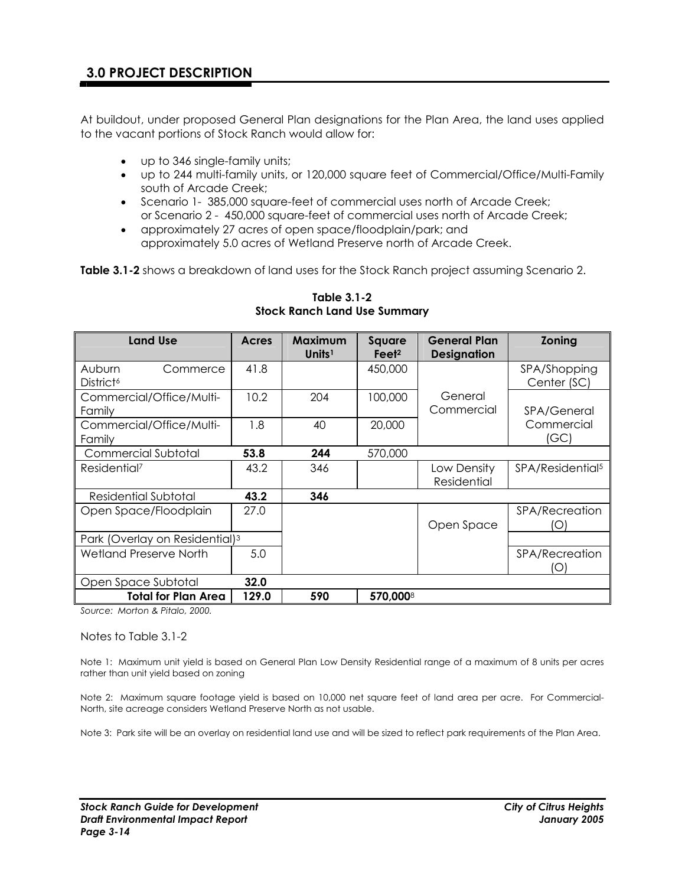## 3.0 PROJECT DESCRIPTION

At buildout, under proposed General Plan designations for the Plan Area, the land uses applied to the vacant portions of Stock Ranch would allow for:

- up to 346 single-family units;
- up to 244 multi-family units, or 120,000 square feet of Commercial/Office/Multi-Family south of Arcade Creek;
- Scenario 1- 385,000 square-feet of commercial uses north of Arcade Creek; or Scenario 2 - 450,000 square-feet of commercial uses north of Arcade Creek;
- approximately 27 acres of open space/floodplain/park; and approximately 5.0 acres of Wetland Preserve north of Arcade Creek.

**Table 3.1-2** shows a breakdown of land uses for the Stock Ranch project assuming Scenario 2.

**Table 3.1-2**
**Stock Ranch Land Use Summary**

| Land Use | Acres | Maximum Units[1] | Square Feet[2] | General Plan Designation | Zoning |
|---|---|---|---|---|---|
| Auburn Commerce District[6] | 41.8 | | 450,000 | General Commercial | SPA/Shopping Center (SC) |
| Commercial/Office/Multi-Family | 10.2 | 204 | 100,000 | | SPA/General Commercial (GC) |
| Commercial/Office/Multi-Family | 1.8 | 40 | 20,000 | | |
| Commercial Subtotal | **53.8** | **244** | 570,000 | | |
| Residential[7] | 43.2 | 346 | | Low Density Residential | SPA/Residential[5] |
| Residential Subtotal | **43.2** | **346** | | | |
| Open Space/Floodplain | 27.0 | | | Open Space | SPA/Recreation (O) |
| Park (Overlay on Residential)[3] | | | | | |
| Wetland Preserve North | 5.0 | | | | SPA/Recreation (O) |
| Open Space Subtotal | **32.0** | | | | |
| **Total for Plan Area** | **129.0** | **590** | **570,000**[8] | | |

*Source: Morton & Pitalo, 2000.*

Notes to Table 3.1-2

Note 1: Maximum unit yield is based on General Plan Low Density Residential range of a maximum of 8 units per acres rather than unit yield based on zoning

Note 2: Maximum square footage yield is based on 10,000 net square feet of land area per acre. For Commercial-North, site acreage considers Wetland Preserve North as not usable.

Note 3: Park site will be an overlay on residential land use and will be sized to reflect park requirements of the Plan Area.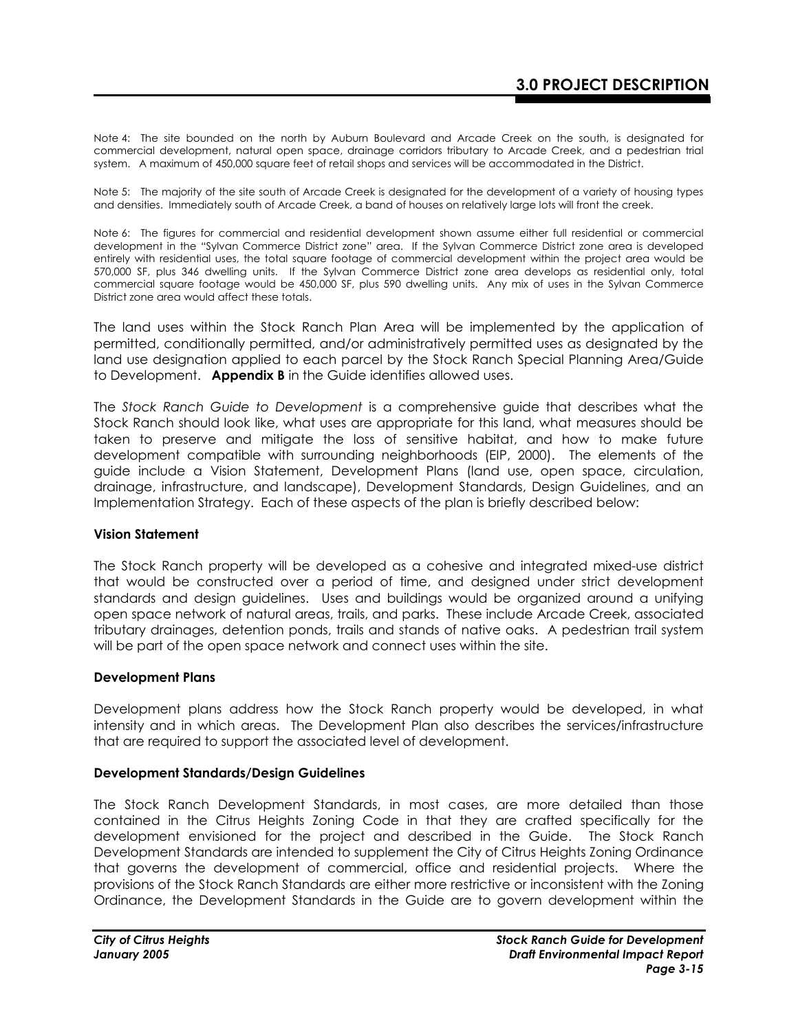Note 4: The site bounded on the north by Auburn Boulevard and Arcade Creek on the south, is designated for commercial development, natural open space, drainage corridors tributary to Arcade Creek, and a pedestrian trial system. A maximum of 450,000 square feet of retail shops and services will be accommodated in the District.

Note 5: The majority of the site south of Arcade Creek is designated for the development of a variety of housing types and densities. Immediately south of Arcade Creek, a band of houses on relatively large lots will front the creek.

Note 6: The figures for commercial and residential development shown assume either full residential or commercial development in the "Sylvan Commerce District zone" area. If the Sylvan Commerce District zone area is developed entirely with residential uses, the total square footage of commercial development within the project area would be 570,000 SF, plus 346 dwelling units. If the Sylvan Commerce District zone area develops as residential only, total commercial square footage would be 450,000 SF, plus 590 dwelling units. Any mix of uses in the Sylvan Commerce District zone area would affect these totals.

The land uses within the Stock Ranch Plan Area will be implemented by the application of permitted, conditionally permitted, and/or administratively permitted uses as designated by the land use designation applied to each parcel by the Stock Ranch Special Planning Area/Guide to Development. **Appendix B** in the Guide identifies allowed uses.

The *Stock Ranch Guide to Development* is a comprehensive guide that describes what the Stock Ranch should look like, what uses are appropriate for this land, what measures should be taken to preserve and mitigate the loss of sensitive habitat, and how to make future development compatible with surrounding neighborhoods (EIP, 2000). The elements of the guide include a Vision Statement, Development Plans (land use, open space, circulation, drainage, infrastructure, and landscape), Development Standards, Design Guidelines, and an Implementation Strategy. Each of these aspects of the plan is briefly described below:

**Vision Statement**

The Stock Ranch property will be developed as a cohesive and integrated mixed-use district that would be constructed over a period of time, and designed under strict development standards and design guidelines. Uses and buildings would be organized around a unifying open space network of natural areas, trails, and parks. These include Arcade Creek, associated tributary drainages, detention ponds, trails and stands of native oaks. A pedestrian trail system will be part of the open space network and connect uses within the site.

**Development Plans**

Development plans address how the Stock Ranch property would be developed, in what intensity and in which areas. The Development Plan also describes the services/infrastructure that are required to support the associated level of development.

**Development Standards/Design Guidelines**

The Stock Ranch Development Standards, in most cases, are more detailed than those contained in the Citrus Heights Zoning Code in that they are crafted specifically for the development envisioned for the project and described in the Guide. The Stock Ranch Development Standards are intended to supplement the City of Citrus Heights Zoning Ordinance that governs the development of commercial, office and residential projects. Where the provisions of the Stock Ranch Standards are either more restrictive or inconsistent with the Zoning Ordinance, the Development Standards in the Guide are to govern development within the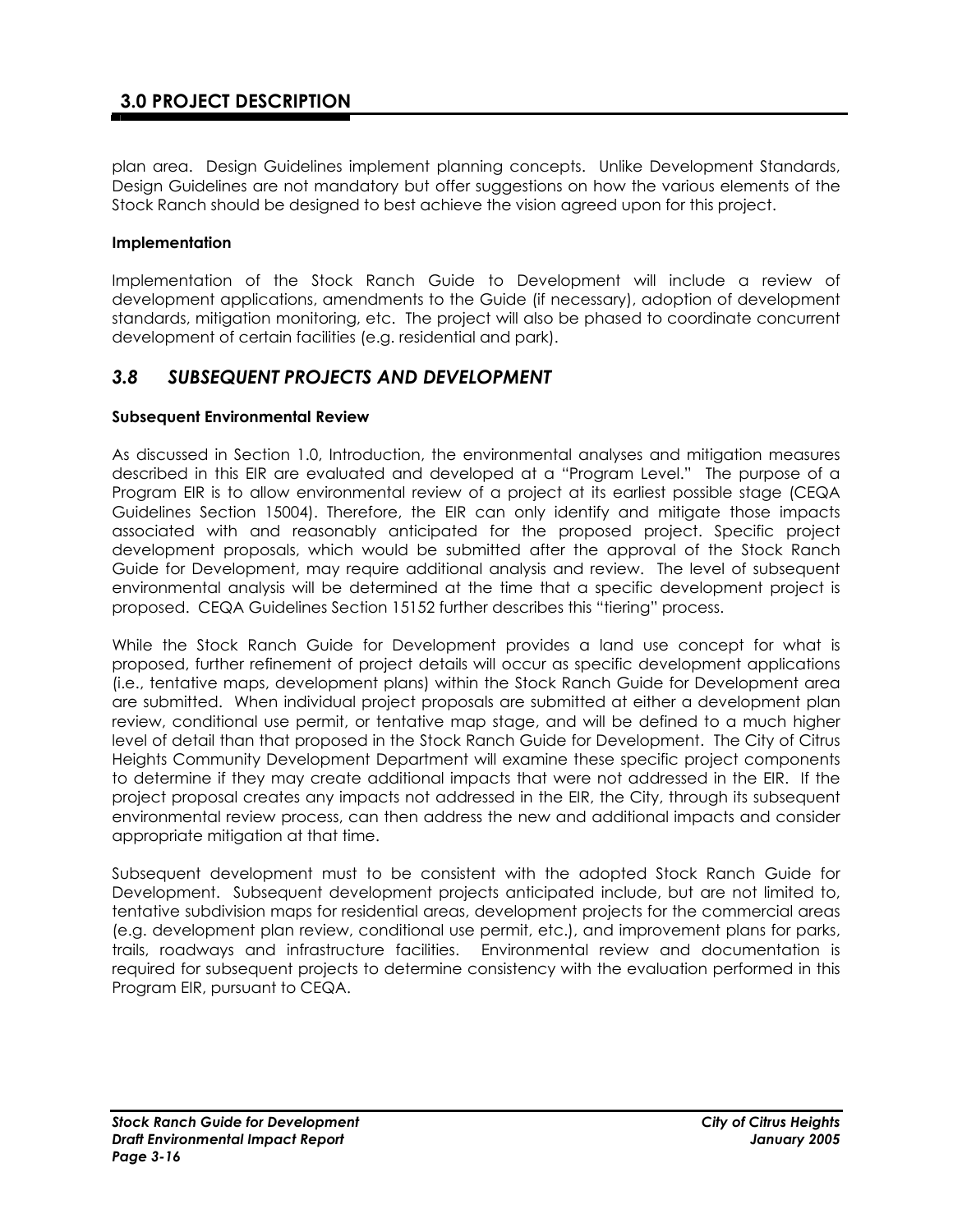plan area. Design Guidelines implement planning concepts. Unlike Development Standards, Design Guidelines are not mandatory but offer suggestions on how the various elements of the Stock Ranch should be designed to best achieve the vision agreed upon for this project.

**Implementation**

Implementation of the Stock Ranch Guide to Development will include a review of development applications, amendments to the Guide (if necessary), adoption of development standards, mitigation monitoring, etc. The project will also be phased to coordinate concurrent development of certain facilities (e.g. residential and park).

## *3.8 SUBSEQUENT PROJECTS AND DEVELOPMENT*

**Subsequent Environmental Review**

As discussed in Section 1.0, Introduction, the environmental analyses and mitigation measures described in this EIR are evaluated and developed at a "Program Level." The purpose of a Program EIR is to allow environmental review of a project at its earliest possible stage (CEQA Guidelines Section 15004). Therefore, the EIR can only identify and mitigate those impacts associated with and reasonably anticipated for the proposed project. Specific project development proposals, which would be submitted after the approval of the Stock Ranch Guide for Development, may require additional analysis and review. The level of subsequent environmental analysis will be determined at the time that a specific development project is proposed. CEQA Guidelines Section 15152 further describes this "tiering" process.

While the Stock Ranch Guide for Development provides a land use concept for what is proposed, further refinement of project details will occur as specific development applications (i.e., tentative maps, development plans) within the Stock Ranch Guide for Development area are submitted. When individual project proposals are submitted at either a development plan review, conditional use permit, or tentative map stage, and will be defined to a much higher level of detail than that proposed in the Stock Ranch Guide for Development. The City of Citrus Heights Community Development Department will examine these specific project components to determine if they may create additional impacts that were not addressed in the EIR. If the project proposal creates any impacts not addressed in the EIR, the City, through its subsequent environmental review process, can then address the new and additional impacts and consider appropriate mitigation at that time.

Subsequent development must to be consistent with the adopted Stock Ranch Guide for Development. Subsequent development projects anticipated include, but are not limited to, tentative subdivision maps for residential areas, development projects for the commercial areas (e.g. development plan review, conditional use permit, etc.), and improvement plans for parks, trails, roadways and infrastructure facilities. Environmental review and documentation is required for subsequent projects to determine consistency with the evaluation performed in this Program EIR, pursuant to CEQA.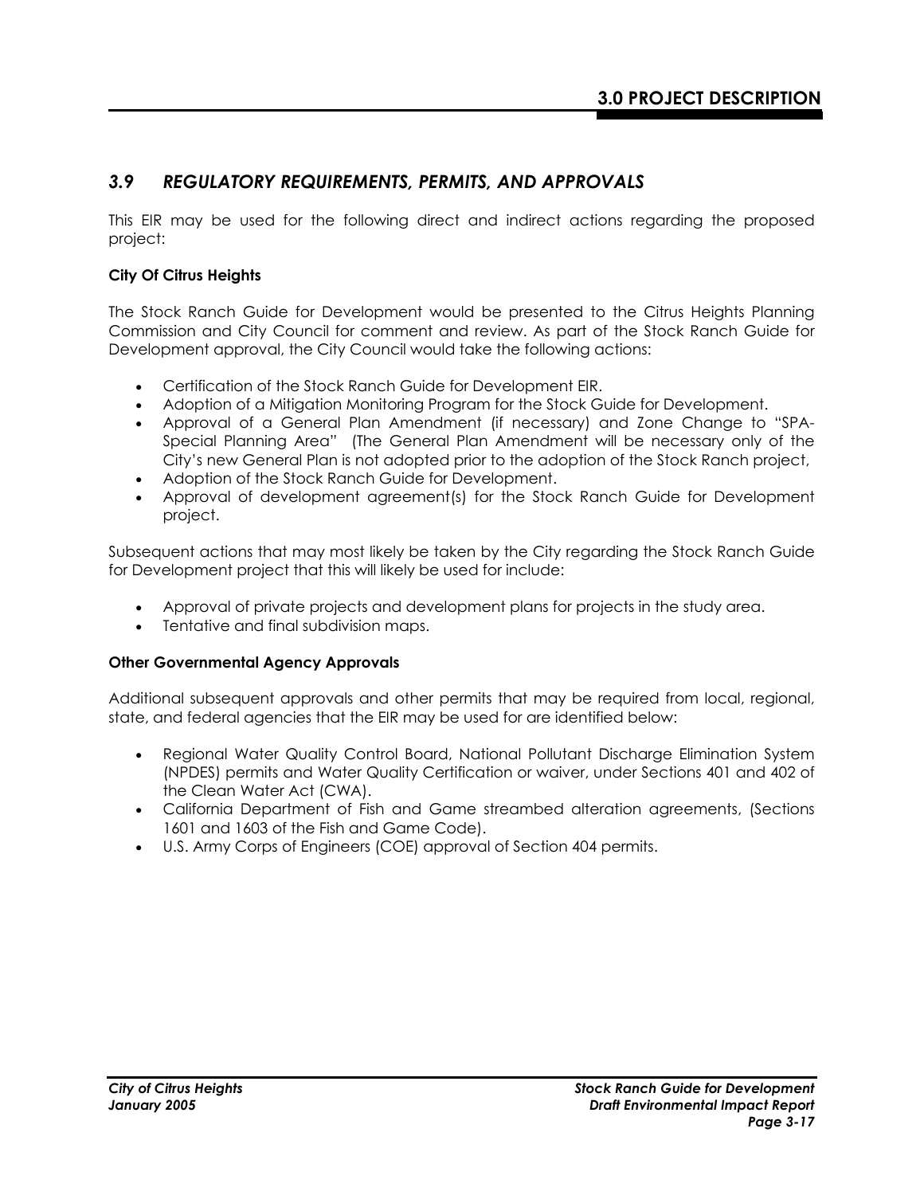## *3.9 REGULATORY REQUIREMENTS, PERMITS, AND APPROVALS*

This EIR may be used for the following direct and indirect actions regarding the proposed project:

**City Of Citrus Heights**

The Stock Ranch Guide for Development would be presented to the Citrus Heights Planning Commission and City Council for comment and review. As part of the Stock Ranch Guide for Development approval, the City Council would take the following actions:

- Certification of the Stock Ranch Guide for Development EIR.
- Adoption of a Mitigation Monitoring Program for the Stock Guide for Development.
- Approval of a General Plan Amendment (if necessary) and Zone Change to "SPA-Special Planning Area" (The General Plan Amendment will be necessary only of the City's new General Plan is not adopted prior to the adoption of the Stock Ranch project,
- Adoption of the Stock Ranch Guide for Development.
- Approval of development agreement(s) for the Stock Ranch Guide for Development project.

Subsequent actions that may most likely be taken by the City regarding the Stock Ranch Guide for Development project that this will likely be used for include:

- Approval of private projects and development plans for projects in the study area.
- Tentative and final subdivision maps.

**Other Governmental Agency Approvals**

Additional subsequent approvals and other permits that may be required from local, regional, state, and federal agencies that the EIR may be used for are identified below:

- Regional Water Quality Control Board, National Pollutant Discharge Elimination System (NPDES) permits and Water Quality Certification or waiver, under Sections 401 and 402 of the Clean Water Act (CWA).
- California Department of Fish and Game streambed alteration agreements, (Sections 1601 and 1603 of the Fish and Game Code).
- U.S. Army Corps of Engineers (COE) approval of Section 404 permits.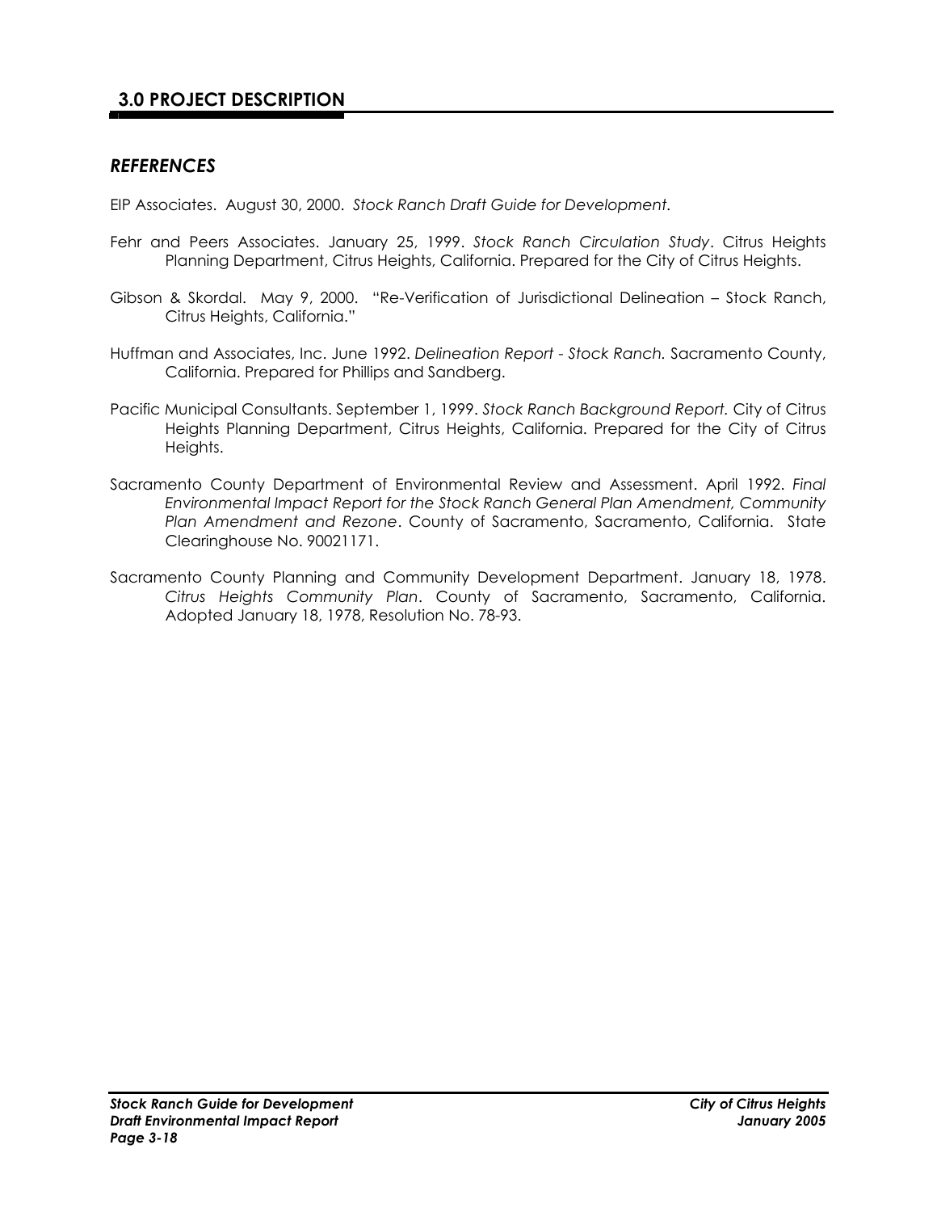## 3.0 PROJECT DESCRIPTION

### *REFERENCES*

EIP Associates. August 30, 2000. *Stock Ranch Draft Guide for Development.*

Fehr and Peers Associates. January 25, 1999. *Stock Ranch Circulation Study*. Citrus Heights Planning Department, Citrus Heights, California. Prepared for the City of Citrus Heights.

Gibson & Skordal. May 9, 2000. "Re-Verification of Jurisdictional Delineation – Stock Ranch, Citrus Heights, California."

Huffman and Associates, Inc. June 1992. *Delineation Report - Stock Ranch.* Sacramento County, California. Prepared for Phillips and Sandberg.

Pacific Municipal Consultants. September 1, 1999. *Stock Ranch Background Report.* City of Citrus Heights Planning Department, Citrus Heights, California. Prepared for the City of Citrus Heights.

Sacramento County Department of Environmental Review and Assessment. April 1992. *Final Environmental Impact Report for the Stock Ranch General Plan Amendment, Community Plan Amendment and Rezone*. County of Sacramento, Sacramento, California. State Clearinghouse No. 90021171.

Sacramento County Planning and Community Development Department. January 18, 1978. *Citrus Heights Community Plan*. County of Sacramento, Sacramento, California. Adopted January 18, 1978, Resolution No. 78-93.